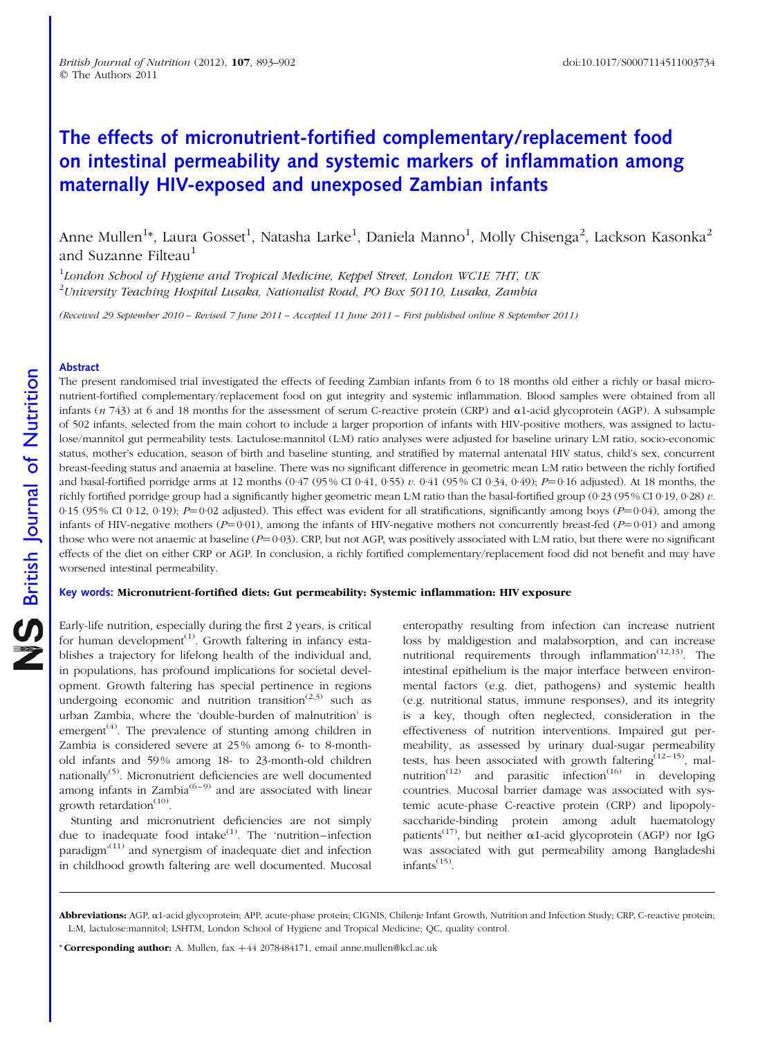# The effects of micronutrient-fortified complementary/replacement food on intestinal permeability and systemic markers of inflammation among maternally HIV-exposed and unexposed Zambian infants

Anne Mullen[1]*, Laura Gosset[1], Natasha Larke[1], Daniela Manno[1], Molly Chisenga[2], Lackson Kasonka[2] and Suzanne Filteau[1]

[1]*London School of Hygiene and Tropical Medicine, Keppel Street, London WC1E 7HT, UK*
[2]*University Teaching Hospital Lusaka, Nationalist Road, PO Box 50110, Lusaka, Zambia*

*(Received 29 September 2010 – Revised 7 June 2011 – Accepted 11 June 2011 – First published online 8 September 2011)*

## Abstract

The present randomised trial investigated the effects of feeding Zambian infants from 6 to 18 months old either a richly or basal micronutrient-fortified complementary/replacement food on gut integrity and systemic inflammation. Blood samples were obtained from all infants (*n* 743) at 6 and 18 months for the assessment of serum C-reactive protein (CRP) and α1-acid glycoprotein (AGP). A subsample of 502 infants, selected from the main cohort to include a larger proportion of infants with HIV-positive mothers, was assigned to lactulose/mannitol gut permeability tests. Lactulose:mannitol (L:M) ratio analyses were adjusted for baseline urinary L:M ratio, socio-economic status, mother's education, season of birth and baseline stunting, and stratified by maternal antenatal HIV status, child's sex, concurrent breast-feeding status and anaemia at baseline. There was no significant difference in geometric mean L:M ratio between the richly fortified and basal-fortified porridge arms at 12 months (0·47 (95 % CI 0·41, 0·55) *v.* 0·41 (95 % CI 0·34, 0·49); *P*=0·16 adjusted). At 18 months, the richly fortified porridge group had a significantly higher geometric mean L:M ratio than the basal-fortified group (0·23 (95 % CI 0·19, 0·28) *v.* 0·15 (95 % CI 0·12, 0·19); *P*=0·02 adjusted). This effect was evident for all stratifications, significantly among boys (*P*=0·04), among the infants of HIV-negative mothers (*P*=0·01), among the infants of HIV-negative mothers not concurrently breast-fed (*P*=0·01) and among those who were not anaemic at baseline (*P*=0·03). CRP, but not AGP, was positively associated with L:M ratio, but there were no significant effects of the diet on either CRP or AGP. In conclusion, a richly fortified complementary/replacement food did not benefit and may have worsened intestinal permeability.

**Key words: Micronutrient-fortified diets: Gut permeability: Systemic inflammation: HIV exposure**

Early-life nutrition, especially during the first 2 years, is critical for human development[1]. Growth faltering in infancy establishes a trajectory for lifelong health of the individual and, in populations, has profound implications for societal development. Growth faltering has special pertinence in regions undergoing economic and nutrition transition[2,3] such as urban Zambia, where the 'double-burden of malnutrition' is emergent[4]. The prevalence of stunting among children in Zambia is considered severe at 25 % among 6- to 8-month-old infants and 59 % among 18- to 23-month-old children nationally[5]. Micronutrient deficiencies are well documented among infants in Zambia[6–9] and are associated with linear growth retardation[10].

Stunting and micronutrient deficiencies are not simply due to inadequate food intake[1]. The 'nutrition–infection paradigm'[11] and synergism of inadequate diet and infection in childhood growth faltering are well documented. Mucosal enteropathy resulting from infection can increase nutrient loss by maldigestion and malabsorption, and can increase nutritional requirements through inflammation[12,13]. The intestinal epithelium is the major interface between environmental factors (e.g. diet, pathogens) and systemic health (e.g. nutritional status, immune responses), and its integrity is a key, though often neglected, consideration in the effectiveness of nutrition interventions. Impaired gut permeability, as assessed by urinary dual-sugar permeability tests, has been associated with growth faltering[12–15], malnutrition[12] and parasitic infection[16] in developing countries. Mucosal barrier damage was associated with systemic acute-phase C-reactive protein (CRP) and lipopolysaccharide-binding protein among adult haematology patients[17], but neither α1-acid glycoprotein (AGP) nor IgG was associated with gut permeability among Bangladeshi infants[15].

---

**Abbreviations:** AGP, α1-acid glycoprotein; APP, acute-phase protein; CIGNIS, Chilenje Infant Growth, Nutrition and Infection Study; CRP, C-reactive protein; L:M, lactulose:mannitol; LSHTM, London School of Hygiene and Tropical Medicine; QC, quality control.

\* **Corresponding author:** A. Mullen, fax +44 2078484171, email anne.mullen@kcl.ac.uk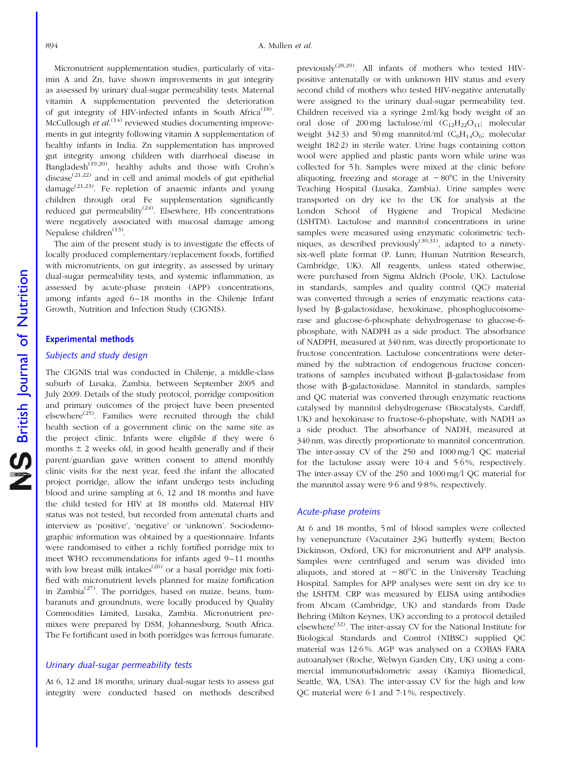Micronutrient supplementation studies, particularly of vitamin A and Zn, have shown improvements in gut integrity as assessed by urinary dual-sugar permeability tests. Maternal vitamin A supplementation prevented the deterioration of gut integrity of HIV-infected infants in South Africa[18]. McCullough *et al.*[14] reviewed studies documenting improvements in gut integrity following vitamin A supplementation of healthy infants in India. Zn supplementation has improved gut integrity among children with diarrhoeal disease in Bangladesh[19,20], healthy adults and those with Crohn's disease[21,22] and in cell and animal models of gut epithelial damage[21,23]. Fe repletion of anaemic infants and young children through oral Fe supplementation significantly reduced gut permeability[24]. Elsewhere, Hb concentrations were negatively associated with mucosal damage among Nepalese children[13].

The aim of the present study is to investigate the effects of locally produced complementary/replacement foods, fortified with micronutrients, on gut integrity, as assessed by urinary dual-sugar permeability tests, and systemic inflammation, as assessed by acute-phase protein (APP) concentrations, among infants aged 6–18 months in the Chilenje Infant Growth, Nutrition and Infection Study (CIGNIS).

## Experimental methods

### Subjects and study design

The CIGNIS trial was conducted in Chilenje, a middle-class suburb of Lusaka, Zambia, between September 2005 and July 2009. Details of the study protocol, porridge composition and primary outcomes of the project have been presented elsewhere[25]. Families were recruited through the child health section of a government clinic on the same site as the project clinic. Infants were eligible if they were 6 months ± 2 weeks old, in good health generally and if their parent/guardian gave written consent to attend monthly clinic visits for the next year, feed the infant the allocated project porridge, allow the infant undergo tests including blood and urine sampling at 6, 12 and 18 months and have the child tested for HIV at 18 months old. Maternal HIV status was not tested, but recorded from antenatal charts and interview as 'positive', 'negative' or 'unknown'. Sociodemographic information was obtained by a questionnaire. Infants were randomised to either a richly fortified porridge mix to meet WHO recommendations for infants aged 9–11 months with low breast milk intakes[26] or a basal porridge mix fortified with micronutrient levels planned for maize fortification in Zambia[27]. The porridges, based on maize, beans, bambaranuts and groundnuts, were locally produced by Quality Commodities Limited, Lusaka, Zambia. Micronutrient premixes were prepared by DSM, Johannesburg, South Africa. The Fe fortificant used in both porridges was ferrous fumarate.

### Urinary dual-sugar permeability tests

At 6, 12 and 18 months, urinary dual-sugar tests to assess gut integrity were conducted based on methods described previously[28,29]. All infants of mothers who tested HIV-positive antenatally or with unknown HIV status and every second child of mothers who tested HIV-negative antenatally were assigned to the urinary dual-sugar permeability test. Children received via a syringe 2 ml/kg body weight of an oral dose of 200 mg lactulose/ml ($C_{12}H_{22}O_{11}$; molecular weight 342·3) and 50 mg mannitol/ml ($C_6H_{14}O_6$; molecular weight 182·2) in sterile water. Urine bags containing cotton wool were applied and plastic pants worn while urine was collected for 5 h. Samples were mixed at the clinic before aliquoting, freezing and storage at −80°C in the University Teaching Hospital (Lusaka, Zambia). Urine samples were transported on dry ice to the UK for analysis at the London School of Hygiene and Tropical Medicine (LSHTM). Lactulose and mannitol concentrations in urine samples were measured using enzymatic colorimetric techniques, as described previously[30,31], adapted to a ninety-six-well plate format (P. Lunn; Human Nutrition Research, Cambridge, UK). All reagents, unless stated otherwise, were purchased from Sigma Aldrich (Poole, UK). Lactulose in standards, samples and quality control (QC) material was converted through a series of enzymatic reactions catalysed by β-galactosidase, hexokinase, phosphoglucoisomerase and glucose-6-phosphate dehydrogenase to glucose-6-phosphate, with NADPH as a side product. The absorbance of NADPH, measured at 340 nm, was directly proportionate to fructose concentration. Lactulose concentrations were determined by the subtraction of endogenous fructose concentrations of samples incubated without β-galactosidase from those with β-galactosidase. Mannitol in standards, samples and QC material was converted through enzymatic reactions catalysed by mannitol dehydrogenase (Biocatalysts, Cardiff, UK) and hexokinase to fructose-6-phopshate, with NADH as a side product. The absorbance of NADH, measured at 340 nm, was directly proportionate to mannitol concentration. The inter-assay CV of the 250 and 1000 mg/l QC material for the lactulose assay were 10·4 and 5·6 %, respectively. The inter-assay CV of the 250 and 1000 mg/l QC material for the mannitol assay were 9·6 and 9·8 %, respectively.

### Acute-phase proteins

At 6 and 18 months, 5 ml of blood samples were collected by venepuncture (Vacutainer 23G butterfly system; Becton Dickinson, Oxford, UK) for micronutrient and APP analysis. Samples were centrifuged and serum was divided into aliquots, and stored at −80°C in the University Teaching Hospital. Samples for APP analyses were sent on dry ice to the LSHTM. CRP was measured by ELISA using antibodies from Abcam (Cambridge, UK) and standards from Dade Behring (Milton Keynes, UK) according to a protocol detailed elsewhere[32]. The inter-assay CV for the National Institute for Biological Standards and Control (NIBSC) supplied QC material was 12·6 %. AGP was analysed on a COBAS FARA autoanalyser (Roche, Welwyn Garden City, UK) using a commercial immunoturbidometric assay (Kamiya Biomedical, Seattle, WA, USA). The inter-assay CV for the high and low QC material were 6·1 and 7·1 %, respectively.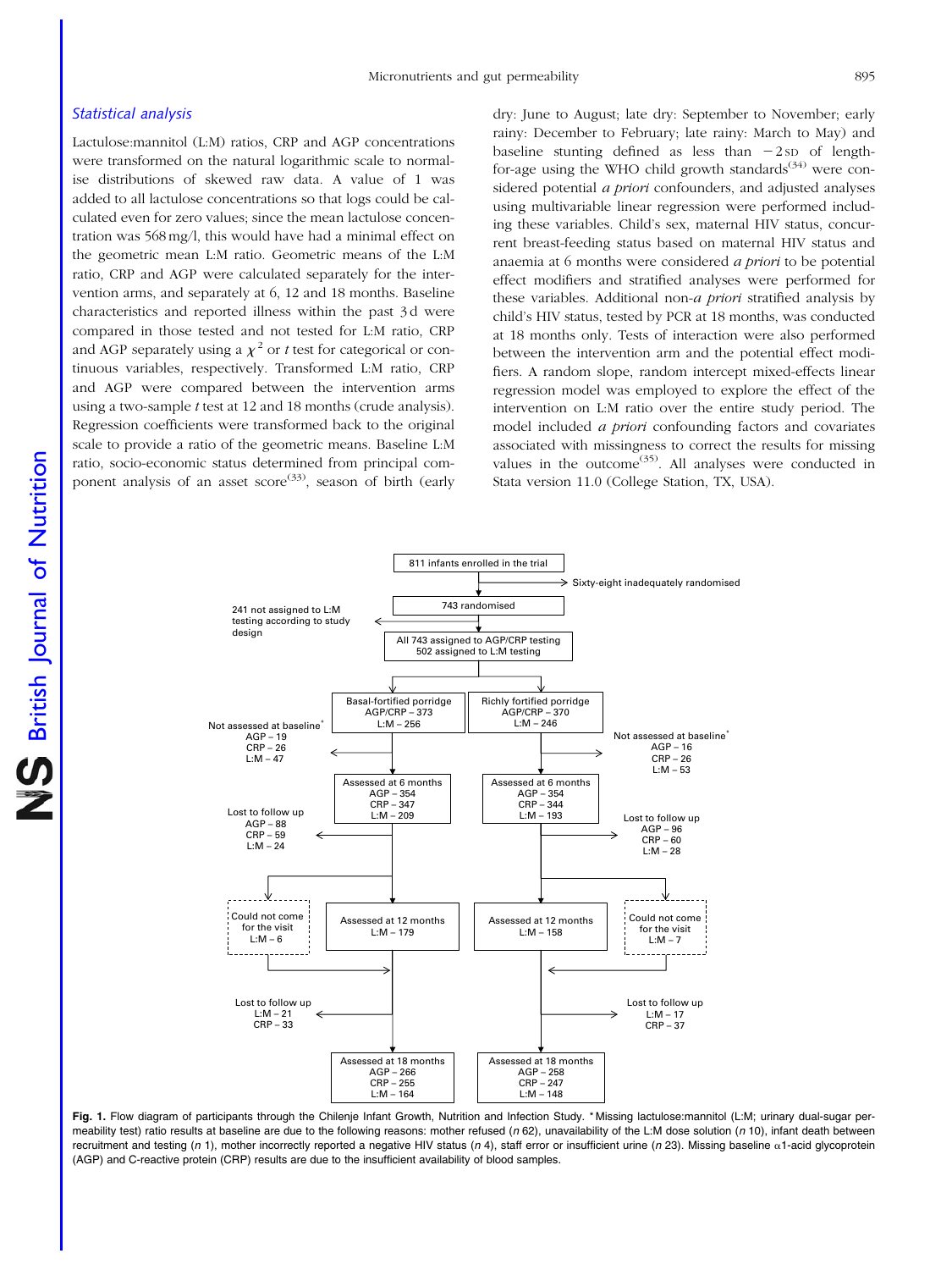### Statistical analysis

Lactulose:mannitol (L:M) ratios, CRP and AGP concentrations were transformed on the natural logarithmic scale to normalise distributions of skewed raw data. A value of 1 was added to all lactulose concentrations so that logs could be calculated even for zero values; since the mean lactulose concentration was 568 mg/l, this would have had a minimal effect on the geometric mean L:M ratio. Geometric means of the L:M ratio, CRP and AGP were calculated separately for the intervention arms, and separately at 6, 12 and 18 months. Baseline characteristics and reported illness within the past 3 d were compared in those tested and not tested for L:M ratio, CRP and AGP separately using a $\chi^2$ or $t$ test for categorical or continuous variables, respectively. Transformed L:M ratio, CRP and AGP were compared between the intervention arms using a two-sample $t$ test at 12 and 18 months (crude analysis). Regression coefficients were transformed back to the original scale to provide a ratio of the geometric means. Baseline L:M ratio, socio-economic status determined from principal component analysis of an asset score[33], season of birth (early dry: June to August; late dry: September to November; early rainy: December to February; late rainy: March to May) and baseline stunting defined as less than $-2$ SD of length-for-age using the WHO child growth standards[34] were considered potential *a priori* confounders, and adjusted analyses using multivariable linear regression were performed including these variables. Child's sex, maternal HIV status, concurrent breast-feeding status based on maternal HIV status and anaemia at 6 months were considered *a priori* to be potential effect modifiers and stratified analyses were performed for these variables. Additional non-*a priori* stratified analysis by child's HIV status, tested by PCR at 18 months, was conducted at 18 months only. Tests of interaction were also performed between the intervention arm and the potential effect modifiers. A random slope, random intercept mixed-effects linear regression model was employed to explore the effect of the intervention on L:M ratio over the entire study period. The model included *a priori* confounding factors and covariates associated with missingness to correct the results for missing values in the outcome[35]. All analyses were conducted in Stata version 11.0 (College Station, TX, USA).

811 infants enrolled in the trial → Sixty-eight inadequately randomised

743 randomised → 241 not assigned to L:M testing according to study design

All 743 assigned to AGP/CRP testing; 502 assigned to L:M testing

| | Basal-fortified porridge | Richly fortified porridge |
|---|---|---|
| Allocated | AGP/CRP – 373; L:M – 256 | AGP/CRP – 370; L:M – 246 |
| Not assessed at baseline* | AGP – 19; CRP – 26; L:M – 47 | AGP – 16; CRP – 26; L:M – 53 |
| Assessed at 6 months | AGP – 354; CRP – 347; L:M – 209 | AGP – 354; CRP – 344; L:M – 193 |
| Lost to follow up | AGP – 88; CRP – 59; L:M – 24 | AGP – 96; CRP – 60; L:M – 28 |
| Could not come for the visit | L:M – 6 | L:M – 7 |
| Assessed at 12 months | L:M – 179 | L:M – 158 |
| Lost to follow up | L:M – 21; CRP – 33 | L:M – 17; CRP – 37 |
| Assessed at 18 months | AGP – 266; CRP – 255; L:M – 164 | AGP – 258; CRP – 247; L:M – 148 |

**Fig. 1.** Flow diagram of participants through the Chilenje Infant Growth, Nutrition and Infection Study. * Missing lactulose:mannitol (L:M; urinary dual-sugar permeability test) ratio results at baseline are due to the following reasons: mother refused (*n* 62), unavailability of the L:M dose solution (*n* 10), infant death between recruitment and testing (*n* 1), mother incorrectly reported a negative HIV status (*n* 4), staff error or insufficient urine (*n* 23). Missing baseline α1-acid glycoprotein (AGP) and C-reactive protein (CRP) results are due to the insufficient availability of blood samples.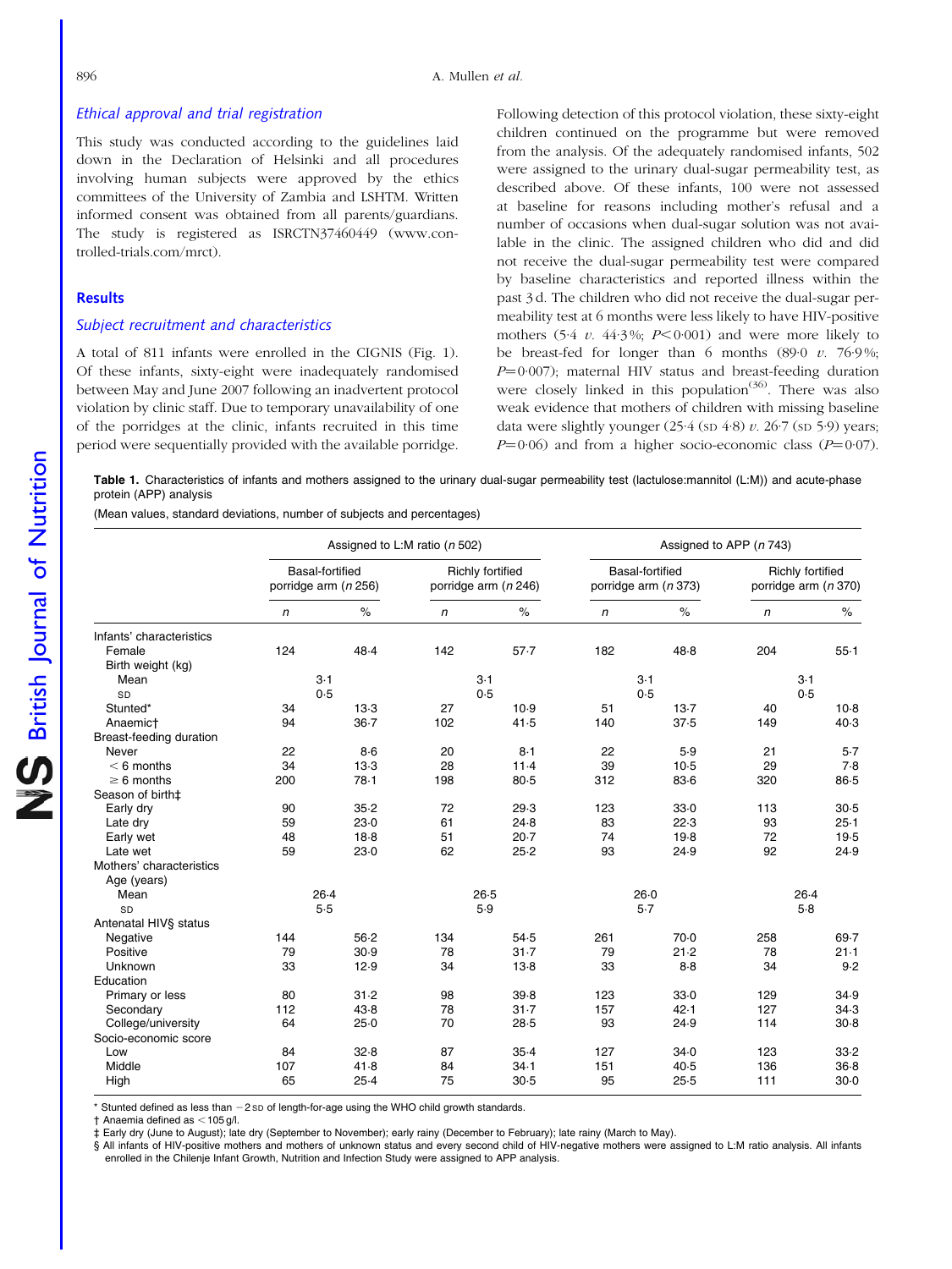### Ethical approval and trial registration

This study was conducted according to the guidelines laid down in the Declaration of Helsinki and all procedures involving human subjects were approved by the ethics committees of the University of Zambia and LSHTM. Written informed consent was obtained from all parents/guardians. The study is registered as ISRCTN37460449 (www.controlled-trials.com/mrct).

## Results

### Subject recruitment and characteristics

A total of 811 infants were enrolled in the CIGNIS (Fig. 1). Of these infants, sixty-eight were inadequately randomised between May and June 2007 following an inadvertent protocol violation by clinic staff. Due to temporary unavailability of one of the porridges at the clinic, infants recruited in this time period were sequentially provided with the available porridge. Following detection of this protocol violation, these sixty-eight children continued on the programme but were removed from the analysis. Of the adequately randomised infants, 502 were assigned to the urinary dual-sugar permeability test, as described above. Of these infants, 100 were not assessed at baseline for reasons including mother's refusal and a number of occasions when dual-sugar solution was not available in the clinic. The assigned children who did and did not receive the dual-sugar permeability test were compared by baseline characteristics and reported illness within the past 3 d. The children who did not receive the dual-sugar permeability test at 6 months were less likely to have HIV-positive mothers (5·4 *v.* 44·3 %; $P<0·001$) and were more likely to be breast-fed for longer than 6 months (89·0 *v.* 76·9 %; $P=0·007$); maternal HIV status and breast-feeding duration were closely linked in this population[36]. There was also weak evidence that mothers of children with missing baseline data were slightly younger (25·4 (SD 4·8) *v.* 26·7 (SD 5·9) years; $P=0·06$) and from a higher socio-economic class ($P=0·07$).

**Table 1.** Characteristics of infants and mothers assigned to the urinary dual-sugar permeability test (lactulose:mannitol (L:M)) and acute-phase protein (APP) analysis

(Mean values, standard deviations, number of subjects and percentages)

| | Assigned to L:M ratio (*n* 502) | | | | Assigned to APP (*n* 743) | | | |
|---|---|---|---|---|---|---|---|---|
| | Basal-fortified porridge arm (*n* 256) | | Richly fortified porridge arm (*n* 246) | | Basal-fortified porridge arm (*n* 373) | | Richly fortified porridge arm (*n* 370) | |
| | *n* | % | *n* | % | *n* | % | *n* | % |
| Infants' characteristics | | | | | | | | |
| Female | 124 | 48·4 | 142 | 57·7 | 182 | 48·8 | 204 | 55·1 |
| Birth weight (kg) | | | | | | | | |
| Mean | 3·1 | | 3·1 | | 3·1 | | 3·1 | |
| SD | 0·5 | | 0·5 | | 0·5 | | 0·5 | |
| Stunted* | 34 | 13·3 | 27 | 10·9 | 51 | 13·7 | 40 | 10·8 |
| Anaemic† | 94 | 36·7 | 102 | 41·5 | 140 | 37·5 | 149 | 40·3 |
| Breast-feeding duration | | | | | | | | |
| Never | 22 | 8·6 | 20 | 8·1 | 22 | 5·9 | 21 | 5·7 |
| < 6 months | 34 | 13·3 | 28 | 11·4 | 39 | 10·5 | 29 | 7·8 |
| ≥ 6 months | 200 | 78·1 | 198 | 80·5 | 312 | 83·6 | 320 | 86·5 |
| Season of birth‡ | | | | | | | | |
| Early dry | 90 | 35·2 | 72 | 29·3 | 123 | 33·0 | 113 | 30·5 |
| Late dry | 59 | 23·0 | 61 | 24·8 | 83 | 22·3 | 93 | 25·1 |
| Early wet | 48 | 18·8 | 51 | 20·7 | 74 | 19·8 | 72 | 19·5 |
| Late wet | 59 | 23·0 | 62 | 25·2 | 93 | 24·9 | 92 | 24·9 |
| Mothers' characteristics | | | | | | | | |
| Age (years) | | | | | | | | |
| Mean | 26·4 | | 26·5 | | 26·0 | | 26·4 | |
| SD | 5·5 | | 5·9 | | 5·7 | | 5·8 | |
| Antenatal HIV§ status | | | | | | | | |
| Negative | 144 | 56·2 | 134 | 54·5 | 261 | 70·0 | 258 | 69·7 |
| Positive | 79 | 30·9 | 78 | 31·7 | 79 | 21·2 | 78 | 21·1 |
| Unknown | 33 | 12·9 | 34 | 13·8 | 33 | 8·8 | 34 | 9·2 |
| Education | | | | | | | | |
| Primary or less | 80 | 31·2 | 98 | 39·8 | 123 | 33·0 | 129 | 34·9 |
| Secondary | 112 | 43·8 | 78 | 31·7 | 157 | 42·1 | 127 | 34·3 |
| College/university | 64 | 25·0 | 70 | 28·5 | 93 | 24·9 | 114 | 30·8 |
| Socio-economic score | | | | | | | | |
| Low | 84 | 32·8 | 87 | 35·4 | 127 | 34·0 | 123 | 33·2 |
| Middle | 107 | 41·8 | 84 | 34·1 | 151 | 40·5 | 136 | 36·8 |
| High | 65 | 25·4 | 75 | 30·5 | 95 | 25·5 | 111 | 30·0 |

\* Stunted defined as less than −2 SD of length-for-age using the WHO child growth standards.

† Anaemia defined as < 105 g/l.

‡ Early dry (June to August); late dry (September to November); early rainy (December to February); late rainy (March to May).

§ All infants of HIV-positive mothers and mothers of unknown status and every second child of HIV-negative mothers were assigned to L:M ratio analysis. All infants enrolled in the Chilenje Infant Growth, Nutrition and Infection Study were assigned to APP analysis.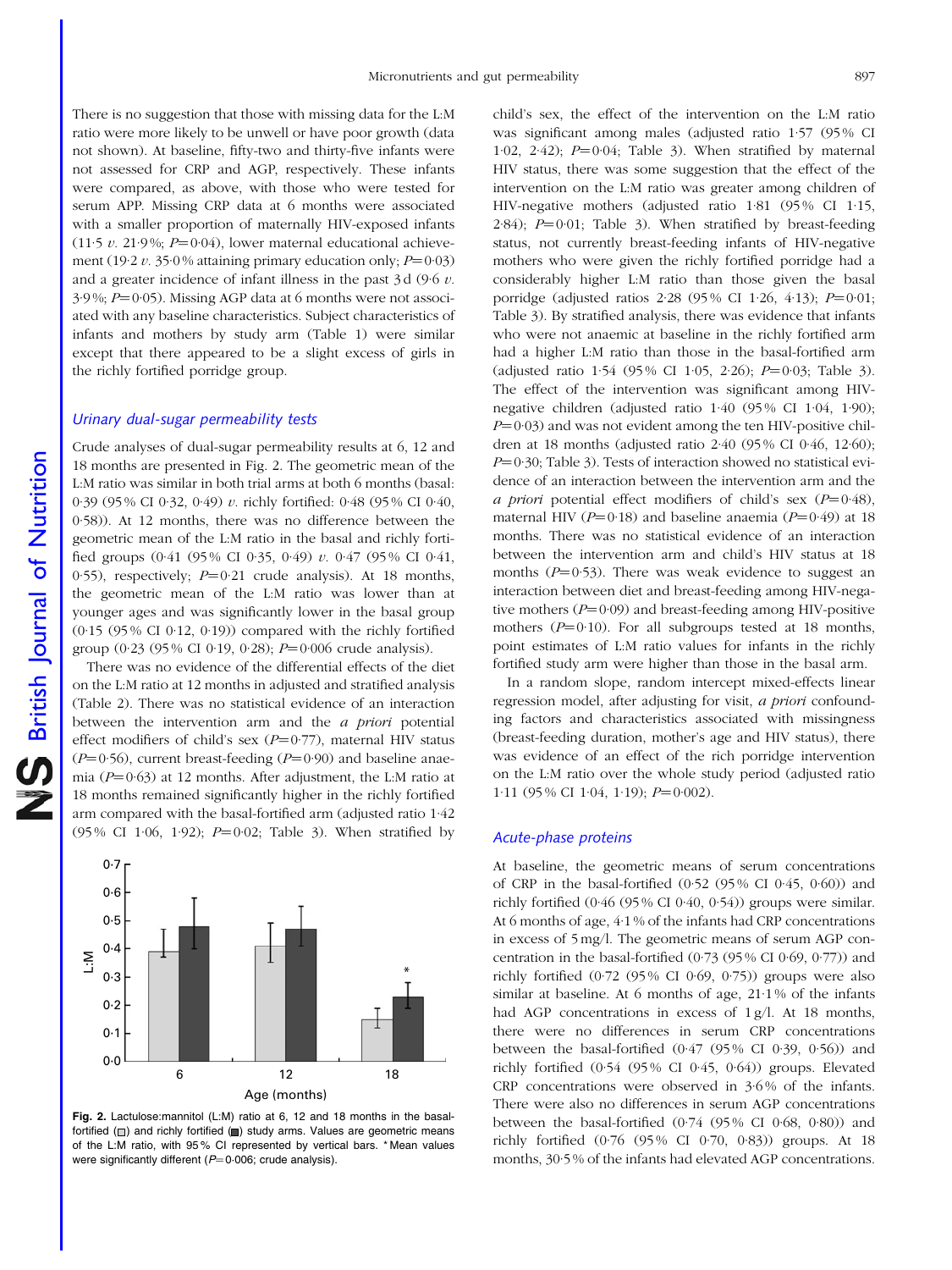There is no suggestion that those with missing data for the L:M ratio were more likely to be unwell or have poor growth (data not shown). At baseline, fifty-two and thirty-five infants were not assessed for CRP and AGP, respectively. These infants were compared, as above, with those who were tested for serum APP. Missing CRP data at 6 months were associated with a smaller proportion of maternally HIV-exposed infants (11·5 *v.* 21·9%; $P=0·04$), lower maternal educational achievement (19·2 *v.* 35·0% attaining primary education only; $P=0·03$) and a greater incidence of infant illness in the past 3 d (9·6 *v.* 3·9%; $P=0·05$). Missing AGP data at 6 months were not associated with any baseline characteristics. Subject characteristics of infants and mothers by study arm (Table 1) were similar except that there appeared to be a slight excess of girls in the richly fortified porridge group.

### Urinary dual-sugar permeability tests

Crude analyses of dual-sugar permeability results at 6, 12 and 18 months are presented in Fig. 2. The geometric mean of the L:M ratio was similar in both trial arms at both 6 months (basal: 0·39 (95% CI 0·32, 0·49) *v.* richly fortified: 0·48 (95% CI 0·40, 0·58)). At 12 months, there was no difference between the geometric mean of the L:M ratio in the basal and richly fortified groups (0·41 (95% CI 0·35, 0·49) *v.* 0·47 (95% CI 0·41, 0·55), respectively; $P=0·21$ crude analysis). At 18 months, the geometric mean of the L:M ratio was lower than at younger ages and was significantly lower in the basal group (0·15 (95% CI 0·12, 0·19)) compared with the richly fortified group (0·23 (95% CI 0·19, 0·28); $P=0·006$ crude analysis).

There was no evidence of the differential effects of the diet on the L:M ratio at 12 months in adjusted and stratified analysis (Table 2). There was no statistical evidence of an interaction between the intervention arm and the *a priori* potential effect modifiers of child's sex ($P=0·77$), maternal HIV status ($P=0·56$), current breast-feeding ($P=0·90$) and baseline anaemia ($P=0·63$) at 12 months. After adjustment, the L:M ratio at 18 months remained significantly higher in the richly fortified arm compared with the basal-fortified arm (adjusted ratio 1·42 (95% CI 1·06, 1·92); $P=0·02$; Table 3). When stratified by child's sex, the effect of the intervention on the L:M ratio was significant among males (adjusted ratio 1·57 (95% CI 1·02, 2·42); $P=0·04$; Table 3). When stratified by maternal HIV status, there was some suggestion that the effect of the intervention on the L:M ratio was greater among children of HIV-negative mothers (adjusted ratio 1·81 (95% CI 1·15, 2·84); $P=0·01$; Table 3). When stratified by breast-feeding status, not currently breast-feeding infants of HIV-negative mothers who were given the richly fortified porridge had a considerably higher L:M ratio than those given the basal porridge (adjusted ratios 2·28 (95% CI 1·26, 4·13); $P=0·01$; Table 3). By stratified analysis, there was evidence that infants who were not anaemic at baseline in the richly fortified arm had a higher L:M ratio than those in the basal-fortified arm (adjusted ratio 1·54 (95% CI 1·05, 2·26); $P=0·03$; Table 3). The effect of the intervention was significant among HIV-negative children (adjusted ratio 1·40 (95% CI 1·04, 1·90); $P=0·03$) and was not evident among the ten HIV-positive children at 18 months (adjusted ratio 2·40 (95% CI 0·46, 12·60); $P=0·30$; Table 3). Tests of interaction showed no statistical evidence of an interaction between the intervention arm and the *a priori* potential effect modifiers of child's sex ($P=0·48$), maternal HIV ($P=0·18$) and baseline anaemia ($P=0·49$) at 18 months. There was no statistical evidence of an interaction between the intervention arm and child's HIV status at 18 months ($P=0·53$). There was weak evidence to suggest an interaction between diet and breast-feeding among HIV-negative mothers ($P=0·09$) and breast-feeding among HIV-positive mothers ($P=0·10$). For all subgroups tested at 18 months, point estimates of L:M ratio values for infants in the richly fortified study arm were higher than those in the basal arm.

In a random slope, random intercept mixed-effects linear regression model, after adjusting for visit, *a priori* confounding factors and characteristics associated with missingness (breast-feeding duration, mother's age and HIV status), there was evidence of an effect of the rich porridge intervention on the L:M ratio over the whole study period (adjusted ratio 1·11 (95% CI 1·04, 1·19); $P=0·002$).

**Fig. 2.** Lactulose:mannitol (L:M) ratio at 6, 12 and 18 months in the basal-fortified (□) and richly fortified (■) study arms. Values are geometric means of the L:M ratio, with 95% CI represented by vertical bars. * Mean values were significantly different ($P=0·006$; crude analysis).

### Acute-phase proteins

At baseline, the geometric means of serum concentrations of CRP in the basal-fortified (0·52 (95% CI 0·45, 0·60)) and richly fortified (0·46 (95% CI 0·40, 0·54)) groups were similar. At 6 months of age, 4·1% of the infants had CRP concentrations in excess of 5 mg/l. The geometric means of serum AGP concentration in the basal-fortified (0·73 (95% CI 0·69, 0·77)) and richly fortified (0·72 (95% CI 0·69, 0·75)) groups were also similar at baseline. At 6 months of age, 21·1% of the infants had AGP concentrations in excess of 1 g/l. At 18 months, there were no differences in serum CRP concentrations between the basal-fortified (0·47 (95% CI 0·39, 0·56)) and richly fortified (0·54 (95% CI 0·45, 0·64)) groups. Elevated CRP concentrations were observed in 3·6% of the infants. There were also no differences in serum AGP concentrations between the basal-fortified (0·74 (95% CI 0·68, 0·80)) and richly fortified (0·76 (95% CI 0·70, 0·83)) groups. At 18 months, 30·5% of the infants had elevated AGP concentrations.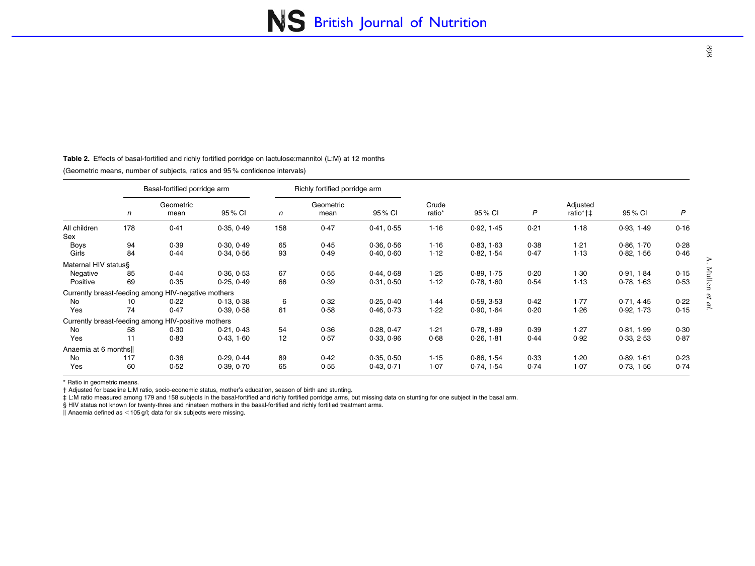**Table 2.** Effects of basal-fortified and richly fortified porridge on lactulose:mannitol (L:M) at 12 months

(Geometric means, number of subjects, ratios and 95 % confidence intervals)

| | Basal-fortified porridge arm | | | Richly fortified porridge arm | | | | | | | | |
|---|---|---|---|---|---|---|---|---|---|---|---|---|
| | *n* | Geometric mean | 95 % CI | *n* | Geometric mean | 95 % CI | Crude ratio* | 95 % CI | *P* | Adjusted ratio*†‡ | 95 % CI | *P* |
| All children | 178 | 0·41 | 0·35, 0·49 | 158 | 0·47 | 0·41, 0·55 | 1·16 | 0·92, 1·45 | 0·21 | 1·18 | 0·93, 1·49 | 0·16 |
| Sex | | | | | | | | | | | | |
| Boys | 94 | 0·39 | 0·30, 0·49 | 65 | 0·45 | 0·36, 0·56 | 1·16 | 0·83, 1·63 | 0·38 | 1·21 | 0·86, 1·70 | 0·28 |
| Girls | 84 | 0·44 | 0·34, 0·56 | 93 | 0·49 | 0·40, 0·60 | 1·12 | 0·82, 1·54 | 0·47 | 1·13 | 0·82, 1·56 | 0·46 |
| Maternal HIV status§ | | | | | | | | | | | | |
| Negative | 85 | 0·44 | 0·36, 0·53 | 67 | 0·55 | 0·44, 0·68 | 1·25 | 0·89, 1·75 | 0·20 | 1·30 | 0·91, 1·84 | 0·15 |
| Positive | 69 | 0·35 | 0·25, 0·49 | 66 | 0·39 | 0·31, 0·50 | 1·12 | 0·78, 1·60 | 0·54 | 1·13 | 0·78, 1·63 | 0·53 |
| Currently breast-feeding among HIV-negative mothers | | | | | | | | | | | | |
| No | 10 | 0·22 | 0·13, 0·38 | 6 | 0·32 | 0·25, 0·40 | 1·44 | 0·59, 3·53 | 0·42 | 1·77 | 0·71, 4·45 | 0·22 |
| Yes | 74 | 0·47 | 0·39, 0·58 | 61 | 0·58 | 0·46, 0·73 | 1·22 | 0·90, 1·64 | 0·20 | 1·26 | 0·92, 1·73 | 0·15 |
| Currently breast-feeding among HIV-positive mothers | | | | | | | | | | | | |
| No | 58 | 0·30 | 0·21, 0·43 | 54 | 0·36 | 0·28, 0·47 | 1·21 | 0·78, 1·89 | 0·39 | 1·27 | 0·81, 1·99 | 0·30 |
| Yes | 11 | 0·83 | 0·43, 1·60 | 12 | 0·57 | 0·33, 0·96 | 0·68 | 0·26, 1·81 | 0·44 | 0·92 | 0·33, 2·53 | 0·87 |
| Anaemia at 6 months‖ | | | | | | | | | | | | |
| No | 117 | 0·36 | 0·29, 0·44 | 89 | 0·42 | 0·35, 0·50 | 1·15 | 0·86, 1·54 | 0·33 | 1·20 | 0·89, 1·61 | 0·23 |
| Yes | 60 | 0·52 | 0·39, 0·70 | 65 | 0·55 | 0·43, 0·71 | 1·07 | 0·74, 1·54 | 0·74 | 1·07 | 0·73, 1·56 | 0·74 |

\* Ratio in geometric means.

† Adjusted for baseline L:M ratio, socio-economic status, mother's education, season of birth and stunting.

‡ L:M ratio measured among 179 and 158 subjects in the basal-fortified and richly fortified porridge arms, but missing data on stunting for one subject in the basal arm.

§ HIV status not known for twenty-three and nineteen mothers in the basal-fortified and richly fortified treatment arms.

‖ Anaemia defined as < 105 g/l; data for six subjects were missing.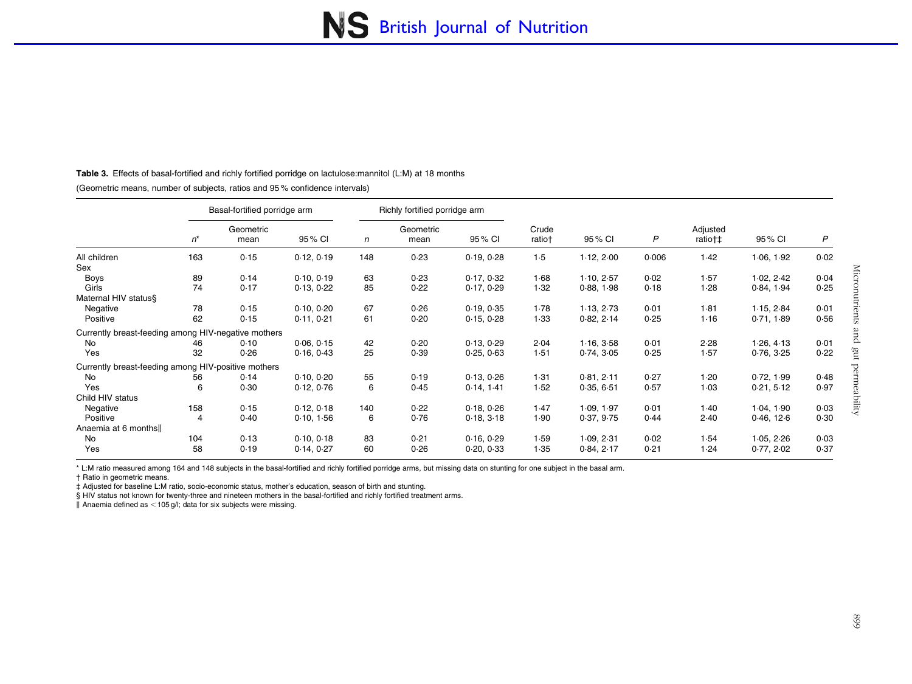**Table 3.** Effects of basal-fortified and richly fortified porridge on lactulose:mannitol (L:M) at 18 months

(Geometric means, number of subjects, ratios and 95 % confidence intervals)

| | Basal-fortified porridge arm | | | Richly fortified porridge arm | | | | | | | | |
|---|---|---|---|---|---|---|---|---|---|---|---|---|
| | $n$* | Geometric mean | 95 % CI | $n$ | Geometric mean | 95 % CI | Crude ratio† | 95 % CI | $P$ | Adjusted ratio†‡ | 95 % CI | $P$ |
| All children | 163 | 0·15 | 0·12, 0·19 | 148 | 0·23 | 0·19, 0·28 | 1·5 | 1·12, 2·00 | 0·006 | 1·42 | 1·06, 1·92 | 0·02 |
| Sex | | | | | | | | | | | | |
| Boys | 89 | 0·14 | 0·10, 0·19 | 63 | 0·23 | 0·17, 0·32 | 1·68 | 1·10, 2·57 | 0·02 | 1·57 | 1·02, 2·42 | 0·04 |
| Girls | 74 | 0·17 | 0·13, 0·22 | 85 | 0·22 | 0·17, 0·29 | 1·32 | 0·88, 1·98 | 0·18 | 1·28 | 0·84, 1·94 | 0·25 |
| Maternal HIV status§ | | | | | | | | | | | | |
| Negative | 78 | 0·15 | 0·10, 0·20 | 67 | 0·26 | 0·19, 0·35 | 1·78 | 1·13, 2·73 | 0·01 | 1·81 | 1·15, 2·84 | 0·01 |
| Positive | 62 | 0·15 | 0·11, 0·21 | 61 | 0·20 | 0·15, 0·28 | 1·33 | 0·82, 2·14 | 0·25 | 1·16 | 0·71, 1·89 | 0·56 |
| Currently breast-feeding among HIV-negative mothers | | | | | | | | | | | | |
| No | 46 | 0·10 | 0·06, 0·15 | 42 | 0·20 | 0·13, 0·29 | 2·04 | 1·16, 3·58 | 0·01 | 2·28 | 1·26, 4·13 | 0·01 |
| Yes | 32 | 0·26 | 0·16, 0·43 | 25 | 0·39 | 0·25, 0·63 | 1·51 | 0·74, 3·05 | 0·25 | 1·57 | 0·76, 3·25 | 0·22 |
| Currently breast-feeding among HIV-positive mothers | | | | | | | | | | | | |
| No | 56 | 0·14 | 0·10, 0·20 | 55 | 0·19 | 0·13, 0·26 | 1·31 | 0·81, 2·11 | 0·27 | 1·20 | 0·72, 1·99 | 0·48 |
| Yes | 6 | 0·30 | 0·12, 0·76 | 6 | 0·45 | 0·14, 1·41 | 1·52 | 0·35, 6·51 | 0·57 | 1·03 | 0·21, 5·12 | 0·97 |
| Child HIV status | | | | | | | | | | | | |
| Negative | 158 | 0·15 | 0·12, 0·18 | 140 | 0·22 | 0·18, 0·26 | 1·47 | 1·09, 1·97 | 0·01 | 1·40 | 1·04, 1·90 | 0·03 |
| Positive | 4 | 0·40 | 0·10, 1·56 | 6 | 0·76 | 0·18, 3·18 | 1·90 | 0·37, 9·75 | 0·44 | 2·40 | 0·46, 12·6 | 0·30 |
| Anaemia at 6 months‖ | | | | | | | | | | | | |
| No | 104 | 0·13 | 0·10, 0·18 | 83 | 0·21 | 0·16, 0·29 | 1·59 | 1·09, 2·31 | 0·02 | 1·54 | 1·05, 2·26 | 0·03 |
| Yes | 58 | 0·19 | 0·14, 0·27 | 60 | 0·26 | 0·20, 0·33 | 1·35 | 0·84, 2·17 | 0·21 | 1·24 | 0·77, 2·02 | 0·37 |

* L:M ratio measured among 164 and 148 subjects in the basal-fortified and richly fortified porridge arms, but missing data on stunting for one subject in the basal arm.
† Ratio in geometric means.
‡ Adjusted for baseline L:M ratio, socio-economic status, mother's education, season of birth and stunting.
§ HIV status not known for twenty-three and nineteen mothers in the basal-fortified and richly fortified treatment arms.
‖ Anaemia defined as < 105 g/l; data for six subjects were missing.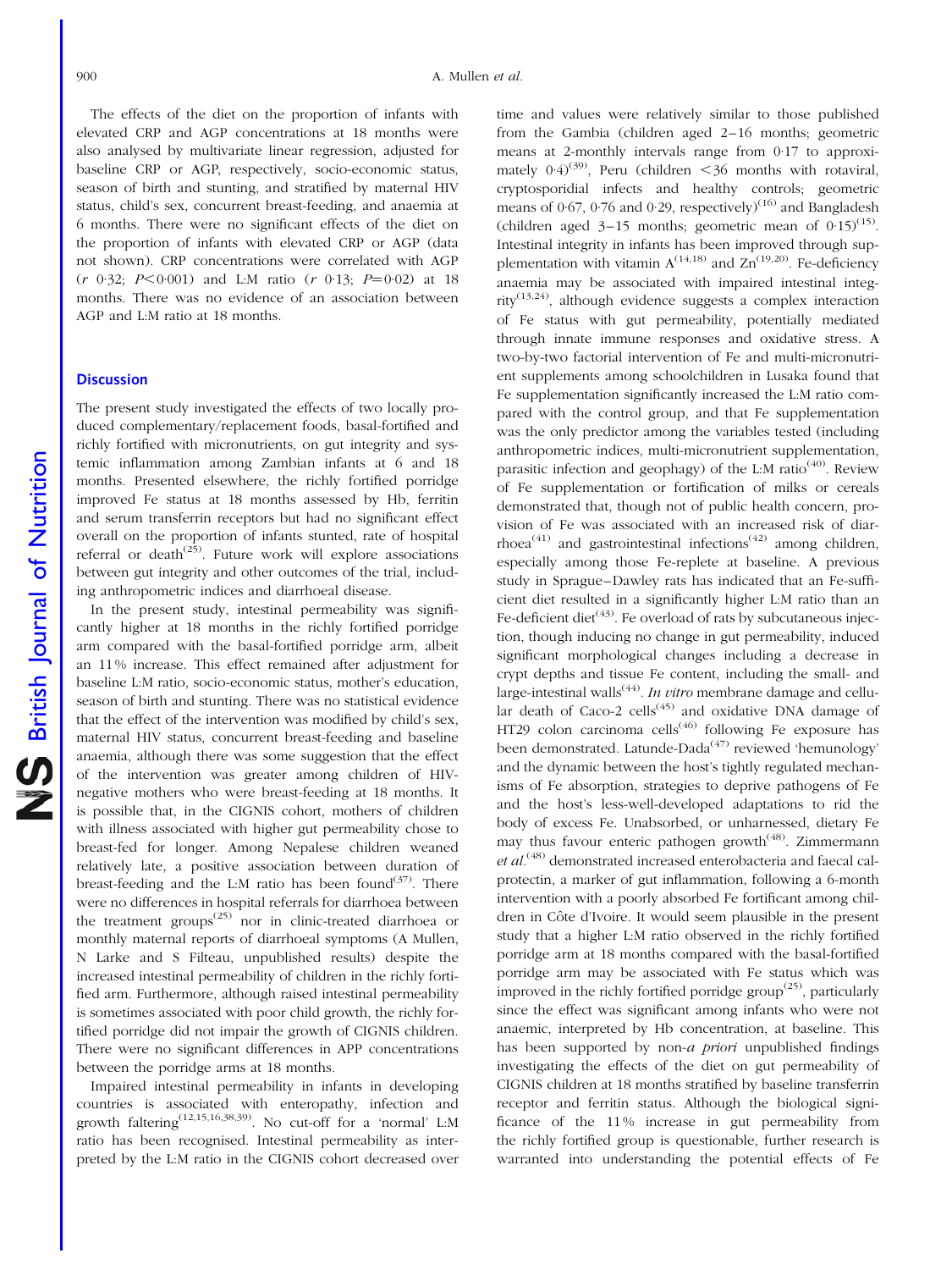The effects of the diet on the proportion of infants with elevated CRP and AGP concentrations at 18 months were also analysed by multivariate linear regression, adjusted for baseline CRP or AGP, respectively, socio-economic status, season of birth and stunting, and stratified by maternal HIV status, child's sex, concurrent breast-feeding, and anaemia at 6 months. There were no significant effects of the diet on the proportion of infants with elevated CRP or AGP (data not shown). CRP concentrations were correlated with AGP ($r$ 0·32; $P<0·001$) and L:M ratio ($r$ 0·13; $P=0·02$) at 18 months. There was no evidence of an association between AGP and L:M ratio at 18 months.

## Discussion

The present study investigated the effects of two locally produced complementary/replacement foods, basal-fortified and richly fortified with micronutrients, on gut integrity and systemic inflammation among Zambian infants at 6 and 18 months. Presented elsewhere, the richly fortified porridge improved Fe status at 18 months assessed by Hb, ferritin and serum transferrin receptors but had no significant effect overall on the proportion of infants stunted, rate of hospital referral or death[25]. Future work will explore associations between gut integrity and other outcomes of the trial, including anthropometric indices and diarrhoeal disease.

In the present study, intestinal permeability was significantly higher at 18 months in the richly fortified porridge arm compared with the basal-fortified porridge arm, albeit an 11 % increase. This effect remained after adjustment for baseline L:M ratio, socio-economic status, mother's education, season of birth and stunting. There was no statistical evidence that the effect of the intervention was modified by child's sex, maternal HIV status, concurrent breast-feeding and baseline anaemia, although there was some suggestion that the effect of the intervention was greater among children of HIV-negative mothers who were breast-feeding at 18 months. It is possible that, in the CIGNIS cohort, mothers of children with illness associated with higher gut permeability chose to breast-fed for longer. Among Nepalese children weaned relatively late, a positive association between duration of breast-feeding and the L:M ratio has been found[37]. There were no differences in hospital referrals for diarrhoea between the treatment groups[25] nor in clinic-treated diarrhoea or monthly maternal reports of diarrhoeal symptoms (A Mullen, N Larke and S Filteau, unpublished results) despite the increased intestinal permeability of children in the richly fortified arm. Furthermore, although raised intestinal permeability is sometimes associated with poor child growth, the richly fortified porridge did not impair the growth of CIGNIS children. There were no significant differences in APP concentrations between the porridge arms at 18 months.

Impaired intestinal permeability in infants in developing countries is associated with enteropathy, infection and growth faltering[12,15,16,38,39]. No cut-off for a 'normal' L:M ratio has been recognised. Intestinal permeability as interpreted by the L:M ratio in the CIGNIS cohort decreased over time and values were relatively similar to those published from the Gambia (children aged 2–16 months; geometric means at 2-monthly intervals range from 0·17 to approximately 0·4)[39], Peru (children <36 months with rotaviral, cryptosporidial infects and healthy controls; geometric means of 0·67, 0·76 and 0·29, respectively)[16] and Bangladesh (children aged 3–15 months; geometric mean of 0·15)[15]. Intestinal integrity in infants has been improved through supplementation with vitamin A[14,18] and Zn[19,20]. Fe-deficiency anaemia may be associated with impaired intestinal integrity[13,24], although evidence suggests a complex interaction of Fe status with gut permeability, potentially mediated through innate immune responses and oxidative stress. A two-by-two factorial intervention of Fe and multi-micronutrient supplements among schoolchildren in Lusaka found that Fe supplementation significantly increased the L:M ratio compared with the control group, and that Fe supplementation was the only predictor among the variables tested (including anthropometric indices, multi-micronutrient supplementation, parasitic infection and geophagy) of the L:M ratio[40]. Review of Fe supplementation or fortification of milks or cereals demonstrated that, though not of public health concern, provision of Fe was associated with an increased risk of diarrhoea[41] and gastrointestinal infections[42] among children, especially among those Fe-replete at baseline. A previous study in Sprague–Dawley rats has indicated that an Fe-sufficient diet resulted in a significantly higher L:M ratio than an Fe-deficient diet[43]. Fe overload of rats by subcutaneous injection, though inducing no change in gut permeability, induced significant morphological changes including a decrease in crypt depths and tissue Fe content, including the small- and large-intestinal walls[44]. *In vitro* membrane damage and cellular death of Caco-2 cells[45] and oxidative DNA damage of HT29 colon carcinoma cells[46] following Fe exposure has been demonstrated. Latunde-Dada[47] reviewed 'hemunology' and the dynamic between the host's tightly regulated mechanisms of Fe absorption, strategies to deprive pathogens of Fe and the host's less-well-developed adaptations to rid the body of excess Fe. Unabsorbed, or unharnessed, dietary Fe may thus favour enteric pathogen growth[48]. Zimmermann *et al.*[48] demonstrated increased enterobacteria and faecal calprotectin, a marker of gut inflammation, following a 6-month intervention with a poorly absorbed Fe fortificant among children in Côte d'Ivoire. It would seem plausible in the present study that a higher L:M ratio observed in the richly fortified porridge arm at 18 months compared with the basal-fortified porridge arm may be associated with Fe status which was improved in the richly fortified porridge group[25], particularly since the effect was significant among infants who were not anaemic, interpreted by Hb concentration, at baseline. This has been supported by non-*a priori* unpublished findings investigating the effects of the diet on gut permeability of CIGNIS children at 18 months stratified by baseline transferrin receptor and ferritin status. Although the biological significance of the 11 % increase in gut permeability from the richly fortified group is questionable, further research is warranted into understanding the potential effects of Fe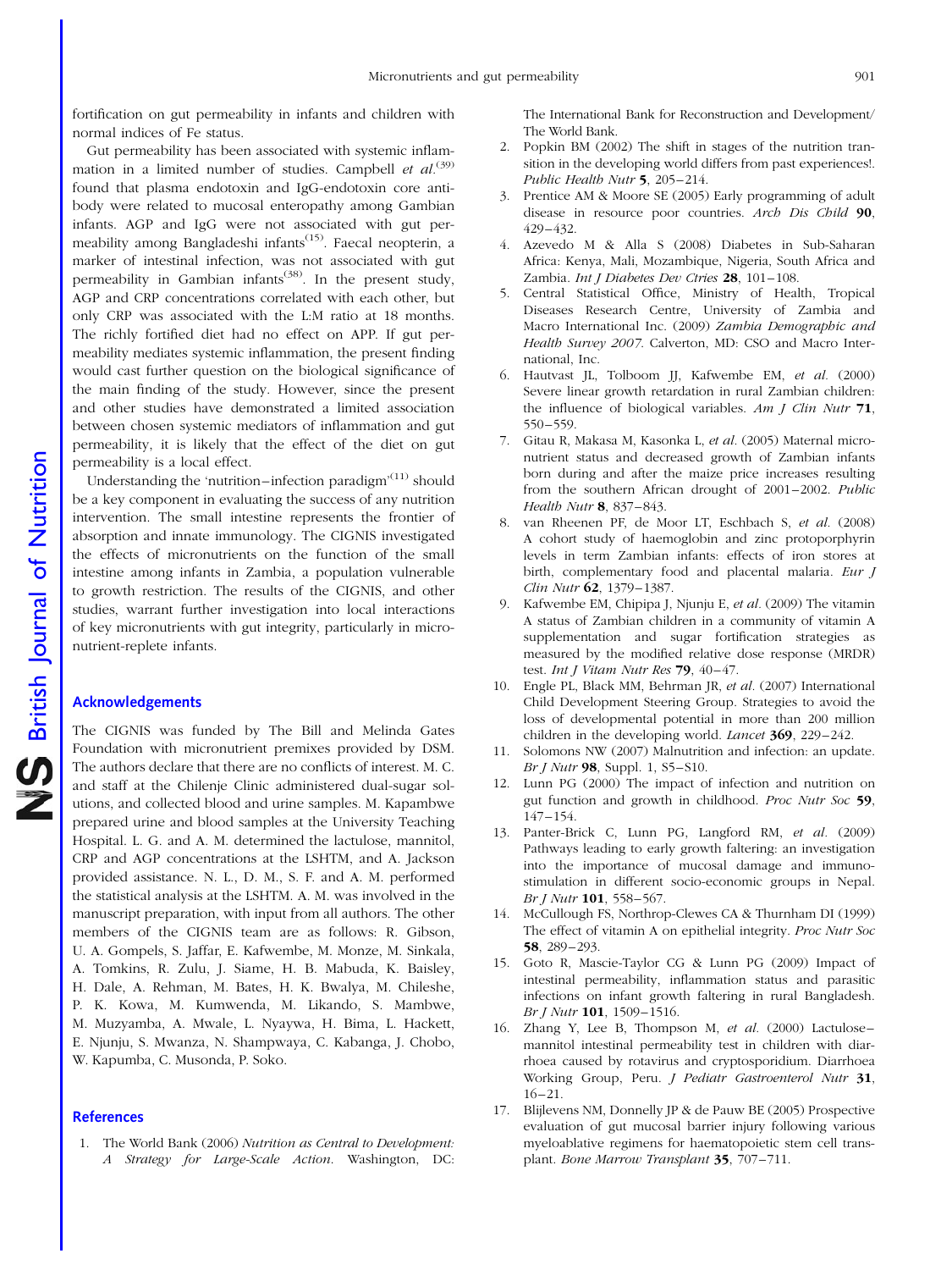fortification on gut permeability in infants and children with normal indices of Fe status.

Gut permeability has been associated with systemic inflammation in a limited number of studies. Campbell *et al.*[39] found that plasma endotoxin and IgG-endotoxin core antibody were related to mucosal enteropathy among Gambian infants. AGP and IgG were not associated with gut permeability among Bangladeshi infants[15]. Faecal neopterin, a marker of intestinal infection, was not associated with gut permeability in Gambian infants[38]. In the present study, AGP and CRP concentrations correlated with each other, but only CRP was associated with the L:M ratio at 18 months. The richly fortified diet had no effect on APP. If gut permeability mediates systemic inflammation, the present finding would cast further question on the biological significance of the main finding of the study. However, since the present and other studies have demonstrated a limited association between chosen systemic mediators of inflammation and gut permeability, it is likely that the effect of the diet on gut permeability is a local effect.

Understanding the 'nutrition–infection paradigm'[11] should be a key component in evaluating the success of any nutrition intervention. The small intestine represents the frontier of absorption and innate immunology. The CIGNIS investigated the effects of micronutrients on the function of the small intestine among infants in Zambia, a population vulnerable to growth restriction. The results of the CIGNIS, and other studies, warrant further investigation into local interactions of key micronutrients with gut integrity, particularly in micronutrient-replete infants.

## Acknowledgements

The CIGNIS was funded by The Bill and Melinda Gates Foundation with micronutrient premixes provided by DSM. The authors declare that there are no conflicts of interest. M. C. and staff at the Chilenje Clinic administered dual-sugar solutions, and collected blood and urine samples. M. Kapambwe prepared urine and blood samples at the University Teaching Hospital. L. G. and A. M. determined the lactulose, mannitol, CRP and AGP concentrations at the LSHTM, and A. Jackson provided assistance. N. L., D. M., S. F. and A. M. performed the statistical analysis at the LSHTM. A. M. was involved in the manuscript preparation, with input from all authors. The other members of the CIGNIS team are as follows: R. Gibson, U. A. Gompels, S. Jaffar, E. Kafwembe, M. Monze, M. Sinkala, A. Tomkins, R. Zulu, J. Siame, H. B. Mabuda, K. Baisley, H. Dale, A. Rehman, M. Bates, H. K. Bwalya, M. Chileshe, P. K. Kowa, M. Kumwenda, M. Likando, S. Mambwe, M. Muzyamba, A. Mwale, L. Nyaywa, H. Bima, L. Hackett, E. Njunju, S. Mwanza, N. Shampwaya, C. Kabanga, J. Chobo, W. Kapumba, C. Musonda, P. Soko.

## References

1. The World Bank (2006) *Nutrition as Central to Development: A Strategy for Large-Scale Action*. Washington, DC: The International Bank for Reconstruction and Development/ The World Bank.
2. Popkin BM (2002) The shift in stages of the nutrition transition in the developing world differs from past experiences!. *Public Health Nutr* **5**, 205–214.
3. Prentice AM & Moore SE (2005) Early programming of adult disease in resource poor countries. *Arch Dis Child* **90**, 429–432.
4. Azevedo M & Alla S (2008) Diabetes in Sub-Saharan Africa: Kenya, Mali, Mozambique, Nigeria, South Africa and Zambia. *Int J Diabetes Dev Ctries* **28**, 101–108.
5. Central Statistical Office, Ministry of Health, Tropical Diseases Research Centre, University of Zambia and Macro International Inc. (2009) *Zambia Demographic and Health Survey 2007*. Calverton, MD: CSO and Macro International, Inc.
6. Hautvast JL, Tolboom JJ, Kafwembe EM, *et al.* (2000) Severe linear growth retardation in rural Zambian children: the influence of biological variables. *Am J Clin Nutr* **71**, 550–559.
7. Gitau R, Makasa M, Kasonka L, *et al.* (2005) Maternal micronutrient status and decreased growth of Zambian infants born during and after the maize price increases resulting from the southern African drought of 2001–2002. *Public Health Nutr* **8**, 837–843.
8. van Rheenen PF, de Moor LT, Eschbach S, *et al.* (2008) A cohort study of haemoglobin and zinc protoporphyrin levels in term Zambian infants: effects of iron stores at birth, complementary food and placental malaria. *Eur J Clin Nutr* **62**, 1379–1387.
9. Kafwembe EM, Chipipa J, Njunju E, *et al.* (2009) The vitamin A status of Zambian children in a community of vitamin A supplementation and sugar fortification strategies as measured by the modified relative dose response (MRDR) test. *Int J Vitam Nutr Res* **79**, 40–47.
10. Engle PL, Black MM, Behrman JR, *et al.* (2007) International Child Development Steering Group. Strategies to avoid the loss of developmental potential in more than 200 million children in the developing world. *Lancet* **369**, 229–242.
11. Solomons NW (2007) Malnutrition and infection: an update. *Br J Nutr* **98**, Suppl. 1, S5–S10.
12. Lunn PG (2000) The impact of infection and nutrition on gut function and growth in childhood. *Proc Nutr Soc* **59**, 147–154.
13. Panter-Brick C, Lunn PG, Langford RM, *et al.* (2009) Pathways leading to early growth faltering: an investigation into the importance of mucosal damage and immunostimulation in different socio-economic groups in Nepal. *Br J Nutr* **101**, 558–567.
14. McCullough FS, Northrop-Clewes CA & Thurnham DI (1999) The effect of vitamin A on epithelial integrity. *Proc Nutr Soc* **58**, 289–293.
15. Goto R, Mascie-Taylor CG & Lunn PG (2009) Impact of intestinal permeability, inflammation status and parasitic infections on infant growth faltering in rural Bangladesh. *Br J Nutr* **101**, 1509–1516.
16. Zhang Y, Lee B, Thompson M, *et al.* (2000) Lactulose–mannitol intestinal permeability test in children with diarrhoea caused by rotavirus and cryptosporidium. Diarrhoea Working Group, Peru. *J Pediatr Gastroenterol Nutr* **31**, 16–21.
17. Blijlevens NM, Donnelly JP & de Pauw BE (2005) Prospective evaluation of gut mucosal barrier injury following various myeloablative regimens for haematopoietic stem cell transplant. *Bone Marrow Transplant* **35**, 707–711.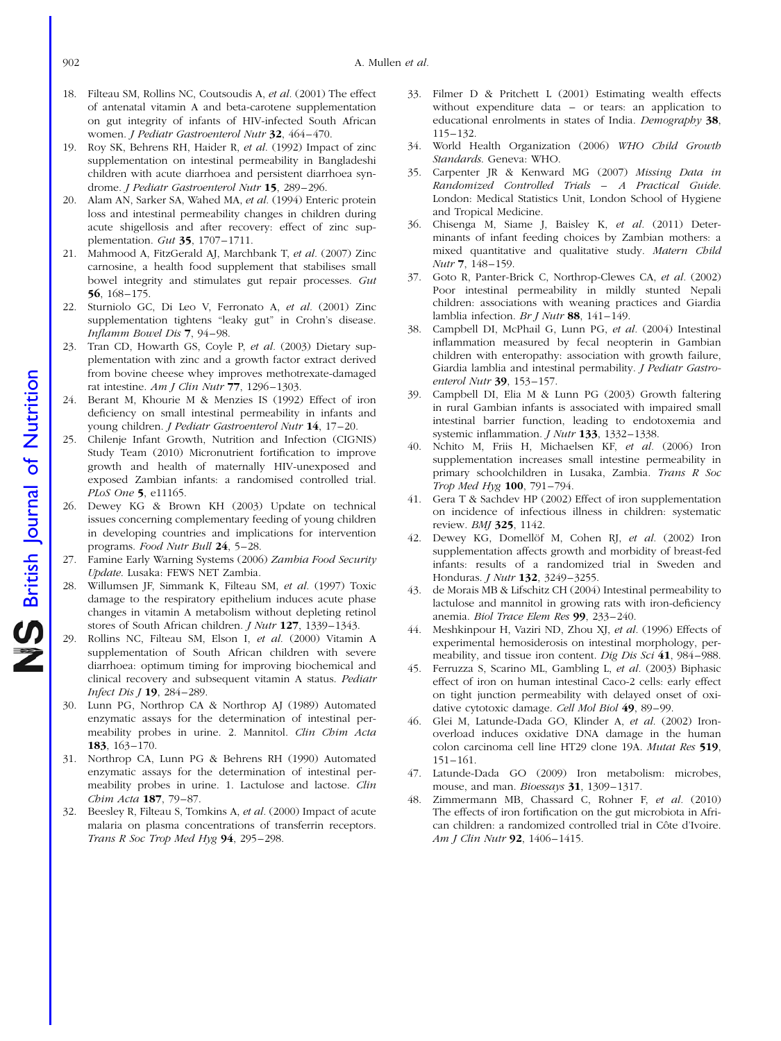18. Filteau SM, Rollins NC, Coutsoudis A, *et al.* (2001) The effect of antenatal vitamin A and beta-carotene supplementation on gut integrity of infants of HIV-infected South African women. *J Pediatr Gastroenterol Nutr* **32**, 464–470.
19. Roy SK, Behrens RH, Haider R, *et al.* (1992) Impact of zinc supplementation on intestinal permeability in Bangladeshi children with acute diarrhoea and persistent diarrhoea syndrome. *J Pediatr Gastroenterol Nutr* **15**, 289–296.
20. Alam AN, Sarker SA, Wahed MA, *et al.* (1994) Enteric protein loss and intestinal permeability changes in children during acute shigellosis and after recovery: effect of zinc supplementation. *Gut* **35**, 1707–1711.
21. Mahmood A, FitzGerald AJ, Marchbank T, *et al.* (2007) Zinc carnosine, a health food supplement that stabilises small bowel integrity and stimulates gut repair processes. *Gut* **56**, 168–175.
22. Sturniolo GC, Di Leo V, Ferronato A, *et al.* (2001) Zinc supplementation tightens "leaky gut" in Crohn's disease. *Inflamm Bowel Dis* **7**, 94–98.
23. Tran CD, Howarth GS, Coyle P, *et al.* (2003) Dietary supplementation with zinc and a growth factor extract derived from bovine cheese whey improves methotrexate-damaged rat intestine. *Am J Clin Nutr* **77**, 1296–1303.
24. Berant M, Khourie M & Menzies IS (1992) Effect of iron deficiency on small intestinal permeability in infants and young children. *J Pediatr Gastroenterol Nutr* **14**, 17–20.
25. Chilenje Infant Growth, Nutrition and Infection (CIGNIS) Study Team (2010) Micronutrient fortification to improve growth and health of maternally HIV-unexposed and exposed Zambian infants: a randomised controlled trial. *PLoS One* **5**, e11165.
26. Dewey KG & Brown KH (2003) Update on technical issues concerning complementary feeding of young children in developing countries and implications for intervention programs. *Food Nutr Bull* **24**, 5–28.
27. Famine Early Warning Systems (2006) *Zambia Food Security Update*. Lusaka: FEWS NET Zambia.
28. Willumsen JF, Simmank K, Filteau SM, *et al.* (1997) Toxic damage to the respiratory epithelium induces acute phase changes in vitamin A metabolism without depleting retinol stores of South African children. *J Nutr* **127**, 1339–1343.
29. Rollins NC, Filteau SM, Elson I, *et al.* (2000) Vitamin A supplementation of South African children with severe diarrhoea: optimum timing for improving biochemical and clinical recovery and subsequent vitamin A status. *Pediatr Infect Dis J* **19**, 284–289.
30. Lunn PG, Northrop CA & Northrop AJ (1989) Automated enzymatic assays for the determination of intestinal permeability probes in urine. 2. Mannitol. *Clin Chim Acta* **183**, 163–170.
31. Northrop CA, Lunn PG & Behrens RH (1990) Automated enzymatic assays for the determination of intestinal permeability probes in urine. 1. Lactulose and lactose. *Clin Chim Acta* **187**, 79–87.
32. Beesley R, Filteau S, Tomkins A, *et al.* (2000) Impact of acute malaria on plasma concentrations of transferrin receptors. *Trans R Soc Trop Med Hyg* **94**, 295–298.
33. Filmer D & Pritchett L (2001) Estimating wealth effects without expenditure data – or tears: an application to educational enrolments in states of India. *Demography* **38**, 115–132.
34. World Health Organization (2006) *WHO Child Growth Standards*. Geneva: WHO.
35. Carpenter JR & Kenward MG (2007) *Missing Data in Randomized Controlled Trials – A Practical Guide*. London: Medical Statistics Unit, London School of Hygiene and Tropical Medicine.
36. Chisenga M, Siame J, Baisley K, *et al.* (2011) Determinants of infant feeding choices by Zambian mothers: a mixed quantitative and qualitative study. *Matern Child Nutr* **7**, 148–159.
37. Goto R, Panter-Brick C, Northrop-Clewes CA, *et al.* (2002) Poor intestinal permeability in mildly stunted Nepali children: associations with weaning practices and Giardia lamblia infection. *Br J Nutr* **88**, 141–149.
38. Campbell DI, McPhail G, Lunn PG, *et al.* (2004) Intestinal inflammation measured by fecal neopterin in Gambian children with enteropathy: association with growth failure, Giardia lamblia and intestinal permability. *J Pediatr Gastroenterol Nutr* **39**, 153–157.
39. Campbell DI, Elia M & Lunn PG (2003) Growth faltering in rural Gambian infants is associated with impaired small intestinal barrier function, leading to endotoxemia and systemic inflammation. *J Nutr* **133**, 1332–1338.
40. Nchito M, Friis H, Michaelsen KF, *et al.* (2006) Iron supplementation increases small intestine permeability in primary schoolchildren in Lusaka, Zambia. *Trans R Soc Trop Med Hyg* **100**, 791–794.
41. Gera T & Sachdev HP (2002) Effect of iron supplementation on incidence of infectious illness in children: systematic review. *BMJ* **325**, 1142.
42. Dewey KG, Domellöf M, Cohen RJ, *et al.* (2002) Iron supplementation affects growth and morbidity of breast-fed infants: results of a randomized trial in Sweden and Honduras. *J Nutr* **132**, 3249–3255.
43. de Morais MB & Lifschitz CH (2004) Intestinal permeability to lactulose and mannitol in growing rats with iron-deficiency anemia. *Biol Trace Elem Res* **99**, 233–240.
44. Meshkinpour H, Vaziri ND, Zhou XJ, *et al.* (1996) Effects of experimental hemosiderosis on intestinal morphology, permeability, and tissue iron content. *Dig Dis Sci* **41**, 984–988.
45. Ferruzza S, Scarino ML, Gambling L, *et al.* (2003) Biphasic effect of iron on human intestinal Caco-2 cells: early effect on tight junction permeability with delayed onset of oxidative cytotoxic damage. *Cell Mol Biol* **49**, 89–99.
46. Glei M, Latunde-Dada GO, Klinder A, *et al.* (2002) Iron-overload induces oxidative DNA damage in the human colon carcinoma cell line HT29 clone 19A. *Mutat Res* **519**, 151–161.
47. Latunde-Dada GO (2009) Iron metabolism: microbes, mouse, and man. *Bioessays* **31**, 1309–1317.
48. Zimmermann MB, Chassard C, Rohner F, *et al.* (2010) The effects of iron fortification on the gut microbiota in African children: a randomized controlled trial in Côte d'Ivoire. *Am J Clin Nutr* **92**, 1406–1415.